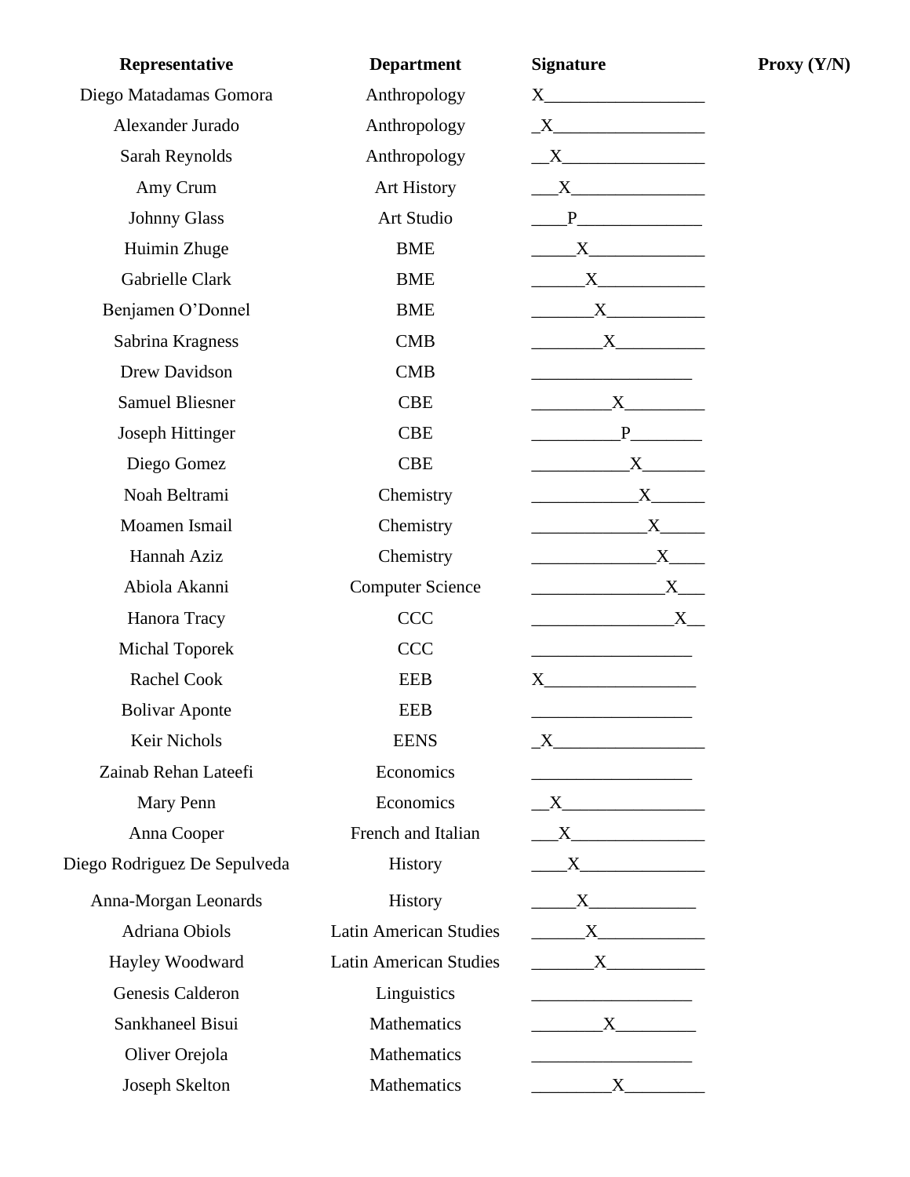| Representative | Department | Signature | Proxy (Y/N) |
| --- | --- | --- | --- |
| Diego Matadamas Gomora | Anthropology | X | |
| Alexander Jurado | Anthropology | X | |
| Sarah Reynolds | Anthropology | X | |
| Amy Crum | Art History | X | |
| Johnny Glass | Art Studio | P | |
| Huimin Zhuge | BME | X | |
| Gabrielle Clark | BME | X | |
| Benjamen O'Donnel | BME | X | |
| Sabrina Kragness | CMB | X | |
| Drew Davidson | CMB | | |
| Samuel Bliesner | CBE | X | |
| Joseph Hittinger | CBE | P | |
| Diego Gomez | CBE | X | |
| Noah Beltrami | Chemistry | X | |
| Moamen Ismail | Chemistry | X | |
| Hannah Aziz | Chemistry | X | |
| Abiola Akanni | Computer Science | X | |
| Hanora Tracy | CCC | X | |
| Michal Toporek | CCC | | |
| Rachel Cook | EEB | X | |
| Bolivar Aponte | EEB | | |
| Keir Nichols | EENS | X | |
| Zainab Rehan Lateefi | Economics | | |
| Mary Penn | Economics | X | |
| Anna Cooper | French and Italian | X | |
| Diego Rodriguez De Sepulveda | History | X | |
| Anna-Morgan Leonards | History | X | |
| Adriana Obiols | Latin American Studies | X | |
| Hayley Woodward | Latin American Studies | X | |
| Genesis Calderon | Linguistics | | |
| Sankhaneel Bisui | Mathematics | X | |
| Oliver Orejola | Mathematics | | |
| Joseph Skelton | Mathematics | X | |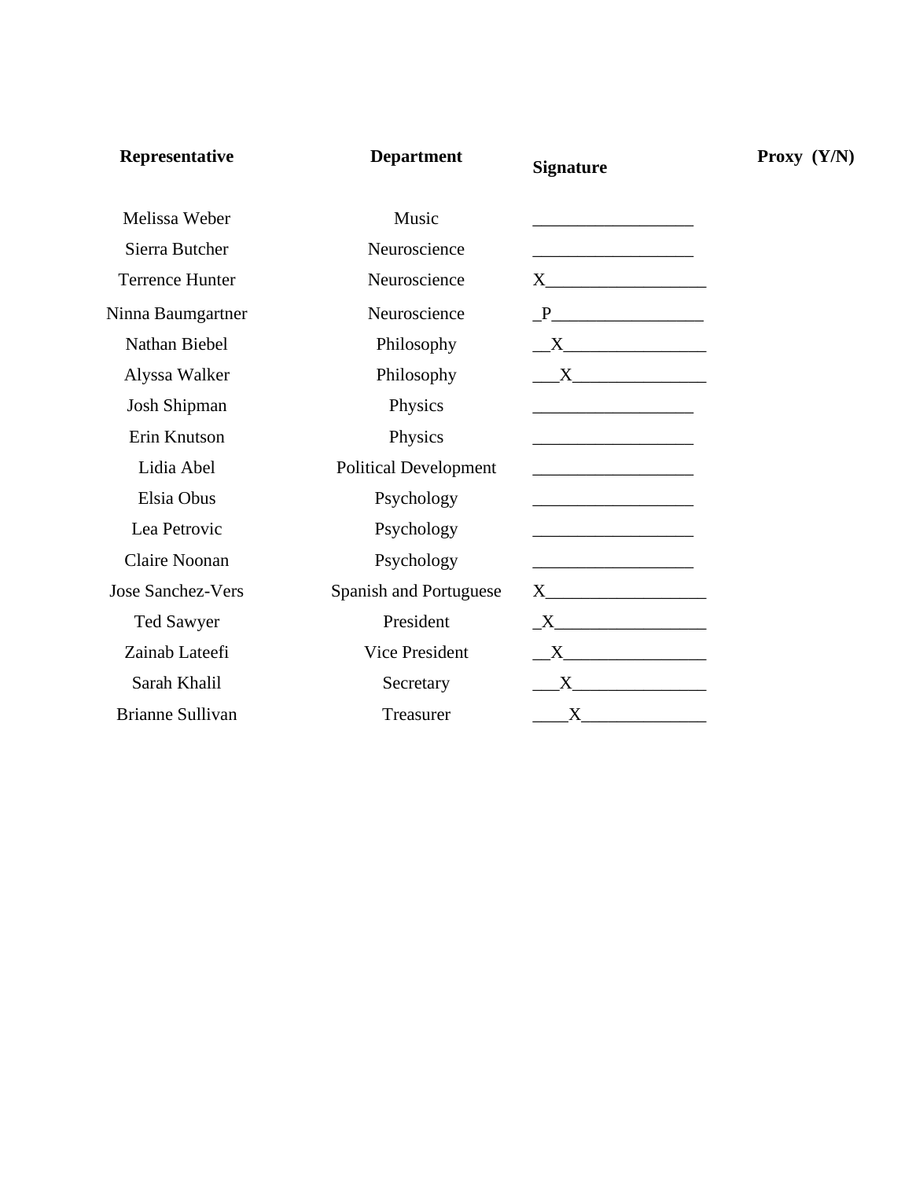| Representative | Department | Signature | Proxy (Y/N) |
| --- | --- | --- | --- |
| Melissa Weber | Music | __________________ | |
| Sierra Butcher | Neuroscience | __________________ | |
| Terrence Hunter | Neuroscience | X__________________ | |
| Ninna Baumgartner | Neuroscience | _P_________________ | |
| Nathan Biebel | Philosophy | __X________________ | |
| Alyssa Walker | Philosophy | ___X_______________ | |
| Josh Shipman | Physics | __________________ | |
| Erin Knutson | Physics | __________________ | |
| Lidia Abel | Political Development | __________________ | |
| Elsia Obus | Psychology | __________________ | |
| Lea Petrovic | Psychology | __________________ | |
| Claire Noonan | Psychology | __________________ | |
| Jose Sanchez-Vers | Spanish and Portuguese | X__________________ | |
| Ted Sawyer | President | _X_________________ | |
| Zainab Lateefi | Vice President | __X________________ | |
| Sarah Khalil | Secretary | ___X_______________ | |
| Brianne Sullivan | Treasurer | ____X______________ | |